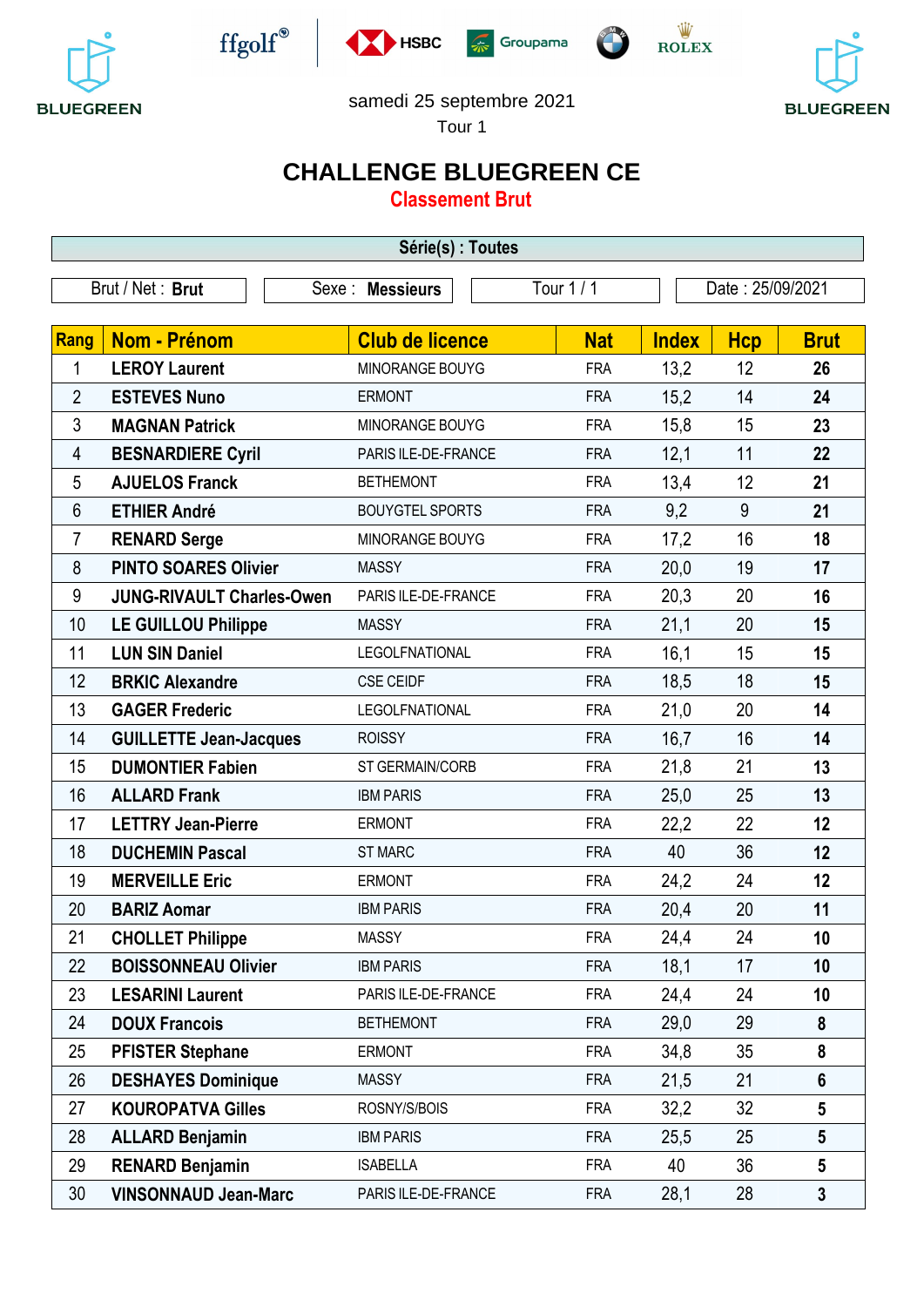BLUEGREEN

ffgolf HSBC Groupama ROLEX

samedi 25 septembre 2021

Tour 1

# CHALLENGE BLUEGREEN CE

## Classement Brut

**Série(s) : Toutes**

| Brut / Net : **Brut** | Sexe : **Messieurs** | Tour 1 / 1 | Date : 25/09/2021 |
|---|---|---|---|

| Rang | Nom - Prénom | Club de licence | Nat | Index | Hcp | Brut |
|---|---|---|---|---|---|---|
| 1 | **LEROY Laurent** | MINORANGE BOUYG | FRA | 13,2 | 12 | **26** |
| 2 | **ESTEVES Nuno** | ERMONT | FRA | 15,2 | 14 | **24** |
| 3 | **MAGNAN Patrick** | MINORANGE BOUYG | FRA | 15,8 | 15 | **23** |
| 4 | **BESNARDIERE Cyril** | PARIS ILE-DE-FRANCE | FRA | 12,1 | 11 | **22** |
| 5 | **AJUELOS Franck** | BETHEMONT | FRA | 13,4 | 12 | **21** |
| 6 | **ETHIER André** | BOUYGTEL SPORTS | FRA | 9,2 | 9 | **21** |
| 7 | **RENARD Serge** | MINORANGE BOUYG | FRA | 17,2 | 16 | **18** |
| 8 | **PINTO SOARES Olivier** | MASSY | FRA | 20,0 | 19 | **17** |
| 9 | **JUNG-RIVAULT Charles-Owen** | PARIS ILE-DE-FRANCE | FRA | 20,3 | 20 | **16** |
| 10 | **LE GUILLOU Philippe** | MASSY | FRA | 21,1 | 20 | **15** |
| 11 | **LUN SIN Daniel** | LEGOLFNATIONAL | FRA | 16,1 | 15 | **15** |
| 12 | **BRKIC Alexandre** | CSE CEIDF | FRA | 18,5 | 18 | **15** |
| 13 | **GAGER Frederic** | LEGOLFNATIONAL | FRA | 21,0 | 20 | **14** |
| 14 | **GUILLETTE Jean-Jacques** | ROISSY | FRA | 16,7 | 16 | **14** |
| 15 | **DUMONTIER Fabien** | ST GERMAIN/CORB | FRA | 21,8 | 21 | **13** |
| 16 | **ALLARD Frank** | IBM PARIS | FRA | 25,0 | 25 | **13** |
| 17 | **LETTRY Jean-Pierre** | ERMONT | FRA | 22,2 | 22 | **12** |
| 18 | **DUCHEMIN Pascal** | ST MARC | FRA | 40 | 36 | **12** |
| 19 | **MERVEILLE Eric** | ERMONT | FRA | 24,2 | 24 | **12** |
| 20 | **BARIZ Aomar** | IBM PARIS | FRA | 20,4 | 20 | **11** |
| 21 | **CHOLLET Philippe** | MASSY | FRA | 24,4 | 24 | **10** |
| 22 | **BOISSONNEAU Olivier** | IBM PARIS | FRA | 18,1 | 17 | **10** |
| 23 | **LESARINI Laurent** | PARIS ILE-DE-FRANCE | FRA | 24,4 | 24 | **10** |
| 24 | **DOUX Francois** | BETHEMONT | FRA | 29,0 | 29 | **8** |
| 25 | **PFISTER Stephane** | ERMONT | FRA | 34,8 | 35 | **8** |
| 26 | **DESHAYES Dominique** | MASSY | FRA | 21,5 | 21 | **6** |
| 27 | **KOUROPATVA Gilles** | ROSNY/S/BOIS | FRA | 32,2 | 32 | **5** |
| 28 | **ALLARD Benjamin** | IBM PARIS | FRA | 25,5 | 25 | **5** |
| 29 | **RENARD Benjamin** | ISABELLA | FRA | 40 | 36 | **5** |
| 30 | **VINSONNAUD Jean-Marc** | PARIS ILE-DE-FRANCE | FRA | 28,1 | 28 | **3** |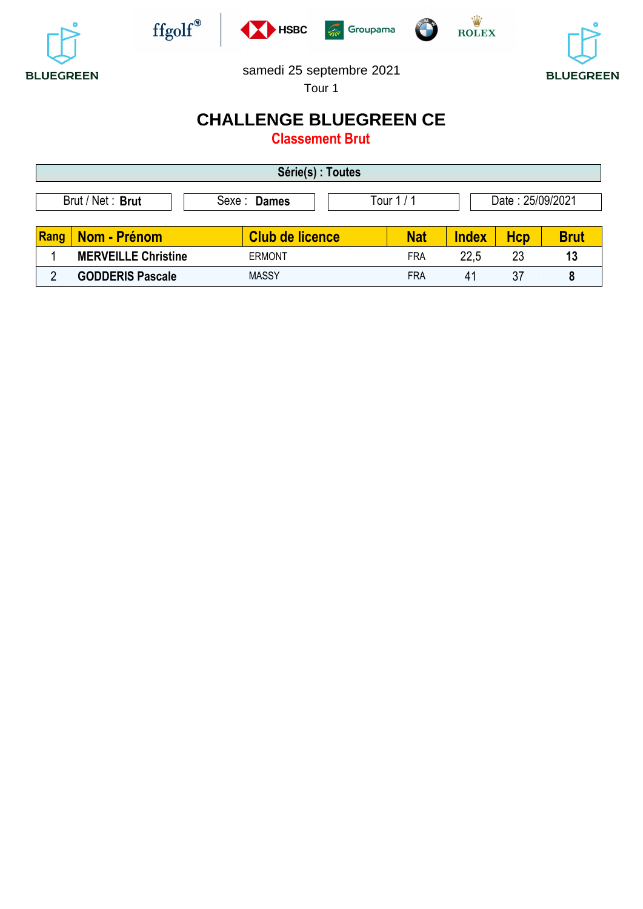BLUEGREEN

ffgolf HSBC Groupama ROLEX

BLUEGREEN

samedi 25 septembre 2021

Tour 1

# CHALLENGE BLUEGREEN CE

## Classement Brut

**Série(s) : Toutes**

| Brut / Net : **Brut** | Sexe : **Dames** | Tour 1 / 1 | Date : 25/09/2021 |
|---|---|---|---|

| Rang | Nom - Prénom | Club de licence | Nat | Index | Hcp | Brut |
|---|---|---|---|---|---|---|
| 1 | **MERVEILLE Christine** | ERMONT | FRA | 22,5 | 23 | **13** |
| 2 | **GODDERIS Pascale** | MASSY | FRA | 41 | 37 | **8** |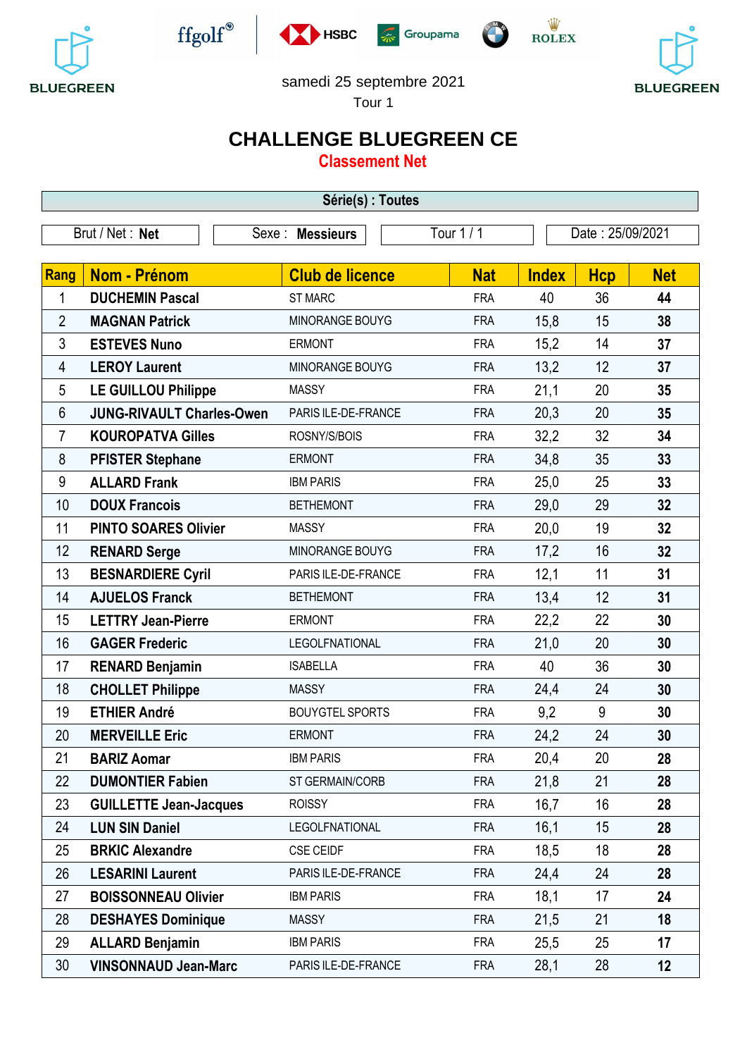BLUEGREEN

ffgolf HSBC Groupama ROLEX

BLUEGREEN

samedi 25 septembre 2021

Tour 1

# CHALLENGE BLUEGREEN CE

## Classement Net

**Série(s) : Toutes**

| Brut / Net : **Net** | Sexe : **Messieurs** | Tour 1 / 1 | Date : 25/09/2021 |
|---|---|---|---|

| Rang | Nom - Prénom | Club de licence | Nat | Index | Hcp | Net |
|---|---|---|---|---|---|---|
| 1 | **DUCHEMIN Pascal** | ST MARC | FRA | 40 | 36 | **44** |
| 2 | **MAGNAN Patrick** | MINORANGE BOUYG | FRA | 15,8 | 15 | **38** |
| 3 | **ESTEVES Nuno** | ERMONT | FRA | 15,2 | 14 | **37** |
| 4 | **LEROY Laurent** | MINORANGE BOUYG | FRA | 13,2 | 12 | **37** |
| 5 | **LE GUILLOU Philippe** | MASSY | FRA | 21,1 | 20 | **35** |
| 6 | **JUNG-RIVAULT Charles-Owen** | PARIS ILE-DE-FRANCE | FRA | 20,3 | 20 | **35** |
| 7 | **KOUROPATVA Gilles** | ROSNY/S/BOIS | FRA | 32,2 | 32 | **34** |
| 8 | **PFISTER Stephane** | ERMONT | FRA | 34,8 | 35 | **33** |
| 9 | **ALLARD Frank** | IBM PARIS | FRA | 25,0 | 25 | **33** |
| 10 | **DOUX Francois** | BETHEMONT | FRA | 29,0 | 29 | **32** |
| 11 | **PINTO SOARES Olivier** | MASSY | FRA | 20,0 | 19 | **32** |
| 12 | **RENARD Serge** | MINORANGE BOUYG | FRA | 17,2 | 16 | **32** |
| 13 | **BESNARDIERE Cyril** | PARIS ILE-DE-FRANCE | FRA | 12,1 | 11 | **31** |
| 14 | **AJUELOS Franck** | BETHEMONT | FRA | 13,4 | 12 | **31** |
| 15 | **LETTRY Jean-Pierre** | ERMONT | FRA | 22,2 | 22 | **30** |
| 16 | **GAGER Frederic** | LEGOLFNATIONAL | FRA | 21,0 | 20 | **30** |
| 17 | **RENARD Benjamin** | ISABELLA | FRA | 40 | 36 | **30** |
| 18 | **CHOLLET Philippe** | MASSY | FRA | 24,4 | 24 | **30** |
| 19 | **ETHIER André** | BOUYGTEL SPORTS | FRA | 9,2 | 9 | **30** |
| 20 | **MERVEILLE Eric** | ERMONT | FRA | 24,2 | 24 | **30** |
| 21 | **BARIZ Aomar** | IBM PARIS | FRA | 20,4 | 20 | **28** |
| 22 | **DUMONTIER Fabien** | ST GERMAIN/CORB | FRA | 21,8 | 21 | **28** |
| 23 | **GUILLETTE Jean-Jacques** | ROISSY | FRA | 16,7 | 16 | **28** |
| 24 | **LUN SIN Daniel** | LEGOLFNATIONAL | FRA | 16,1 | 15 | **28** |
| 25 | **BRKIC Alexandre** | CSE CEIDF | FRA | 18,5 | 18 | **28** |
| 26 | **LESARINI Laurent** | PARIS ILE-DE-FRANCE | FRA | 24,4 | 24 | **28** |
| 27 | **BOISSONNEAU Olivier** | IBM PARIS | FRA | 18,1 | 17 | **24** |
| 28 | **DESHAYES Dominique** | MASSY | FRA | 21,5 | 21 | **18** |
| 29 | **ALLARD Benjamin** | IBM PARIS | FRA | 25,5 | 25 | **17** |
| 30 | **VINSONNAUD Jean-Marc** | PARIS ILE-DE-FRANCE | FRA | 28,1 | 28 | **12** |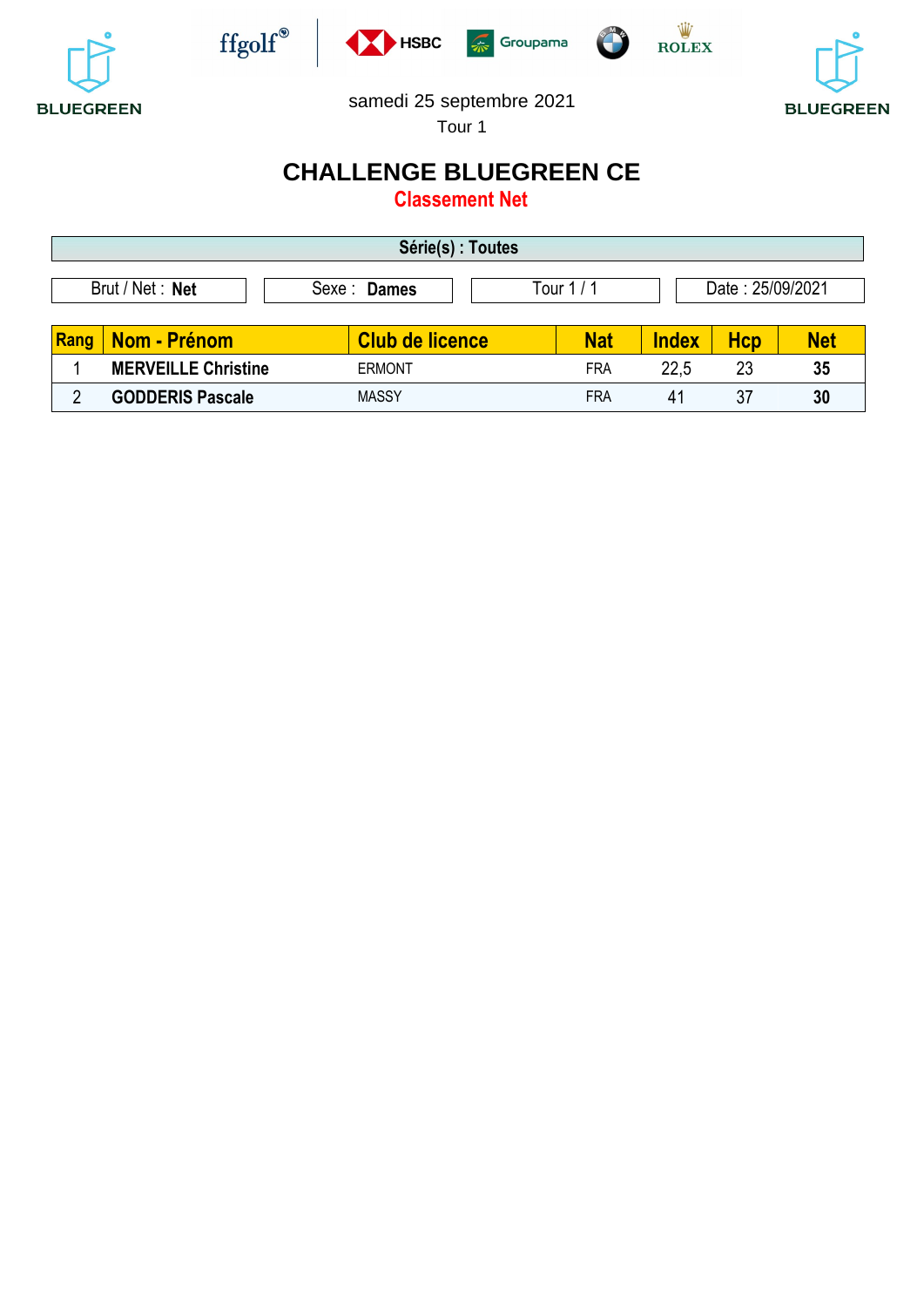BLUEGREEN

ffgolf HSBC Groupama ROLEX

BLUEGREEN

samedi 25 septembre 2021

Tour 1

# CHALLENGE BLUEGREEN CE

## Classement Net

**Série(s) : Toutes**

| Brut / Net : **Net** | Sexe : **Dames** | Tour 1 / 1 | Date : 25/09/2021 |
|---|---|---|---|

| Rang | Nom - Prénom | Club de licence | Nat | Index | Hcp | Net |
|---|---|---|---|---|---|---|
| 1 | **MERVEILLE Christine** | ERMONT | FRA | 22,5 | 23 | **35** |
| 2 | **GODDERIS Pascale** | MASSY | FRA | 41 | 37 | **30** |